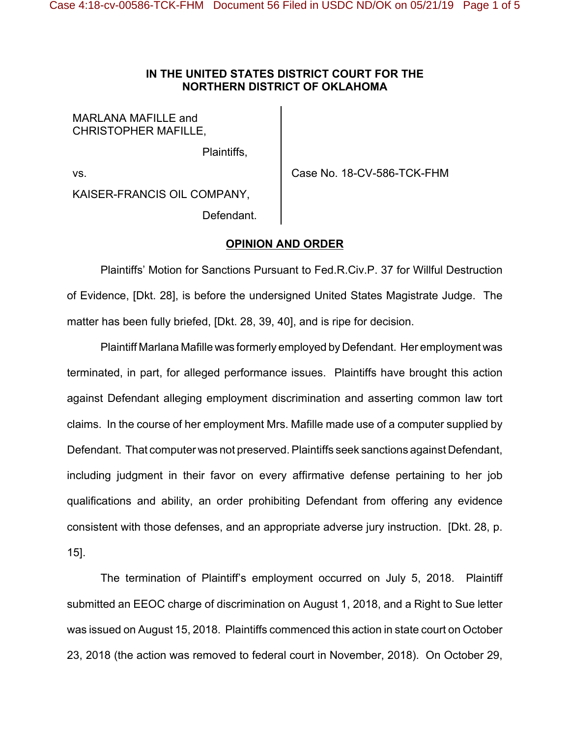**IN THE UNITED STATES DISTRICT COURT FOR THE NORTHERN DISTRICT OF OKLAHOMA**

MARLANA MAFILLE and CHRISTOPHER MAFILLE,

Plaintiffs,

vs.

KAISER-FRANCIS OIL COMPANY,

Defendant.

Case No. 18-CV-586-TCK-FHM

**OPINION AND ORDER**

Plaintiffs' Motion for Sanctions Pursuant to Fed.R.Civ.P. 37 for Willful Destruction of Evidence, [Dkt. 28], is before the undersigned United States Magistrate Judge. The matter has been fully briefed, [Dkt. 28, 39, 40], and is ripe for decision.

Plaintiff Marlana Mafille was formerly employed by Defendant. Her employment was terminated, in part, for alleged performance issues. Plaintiffs have brought this action against Defendant alleging employment discrimination and asserting common law tort claims. In the course of her employment Mrs. Mafille made use of a computer supplied by Defendant. That computer was not preserved. Plaintiffs seek sanctions against Defendant, including judgment in their favor on every affirmative defense pertaining to her job qualifications and ability, an order prohibiting Defendant from offering any evidence consistent with those defenses, and an appropriate adverse jury instruction. [Dkt. 28, p. 15].

The termination of Plaintiff's employment occurred on July 5, 2018. Plaintiff submitted an EEOC charge of discrimination on August 1, 2018, and a Right to Sue letter was issued on August 15, 2018. Plaintiffs commenced this action in state court on October 23, 2018 (the action was removed to federal court in November, 2018). On October 29,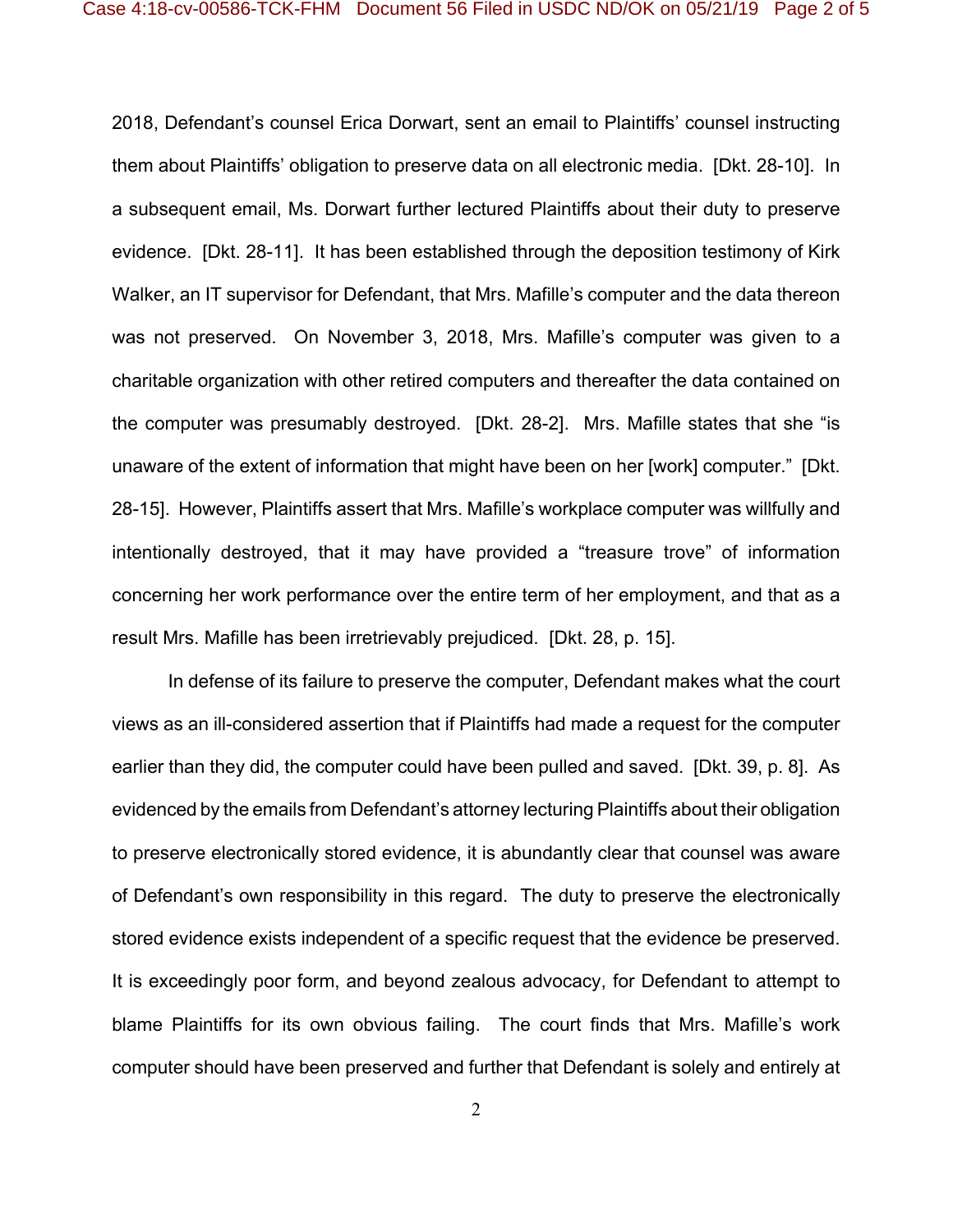2018, Defendant's counsel Erica Dorwart, sent an email to Plaintiffs' counsel instructing them about Plaintiffs' obligation to preserve data on all electronic media. [Dkt. 28-10]. In a subsequent email, Ms. Dorwart further lectured Plaintiffs about their duty to preserve evidence. [Dkt. 28-11]. It has been established through the deposition testimony of Kirk Walker, an IT supervisor for Defendant, that Mrs. Mafille's computer and the data thereon was not preserved. On November 3, 2018, Mrs. Mafille's computer was given to a charitable organization with other retired computers and thereafter the data contained on the computer was presumably destroyed. [Dkt. 28-2]. Mrs. Mafille states that she "is unaware of the extent of information that might have been on her [work] computer." [Dkt. 28-15]. However, Plaintiffs assert that Mrs. Mafille's workplace computer was willfully and intentionally destroyed, that it may have provided a "treasure trove" of information concerning her work performance over the entire term of her employment, and that as a result Mrs. Mafille has been irretrievably prejudiced. [Dkt. 28, p. 15].

In defense of its failure to preserve the computer, Defendant makes what the court views as an ill-considered assertion that if Plaintiffs had made a request for the computer earlier than they did, the computer could have been pulled and saved. [Dkt. 39, p. 8]. As evidenced by the emails from Defendant's attorney lecturing Plaintiffs about their obligation to preserve electronically stored evidence, it is abundantly clear that counsel was aware of Defendant's own responsibility in this regard. The duty to preserve the electronically stored evidence exists independent of a specific request that the evidence be preserved. It is exceedingly poor form, and beyond zealous advocacy, for Defendant to attempt to blame Plaintiffs for its own obvious failing. The court finds that Mrs. Mafille's work computer should have been preserved and further that Defendant is solely and entirely at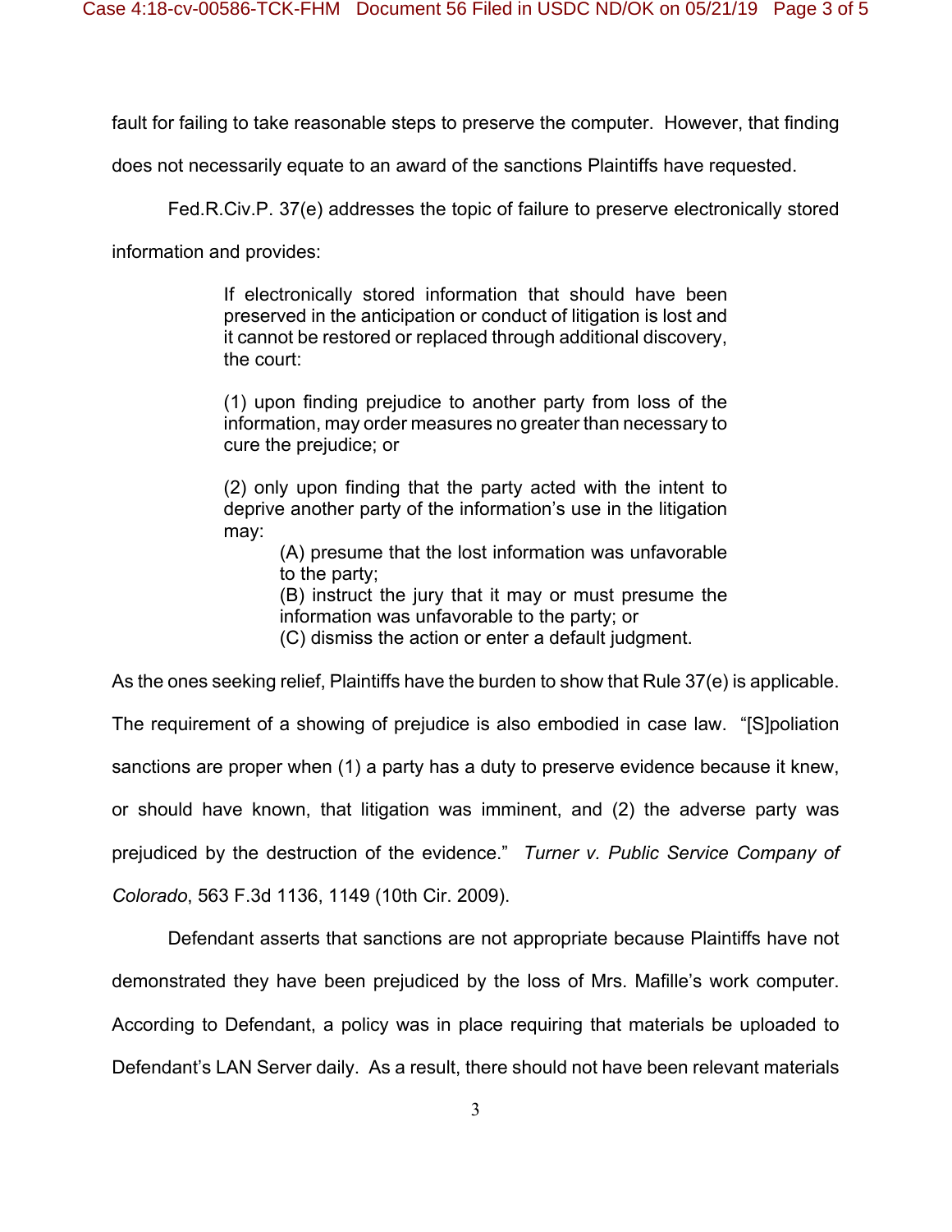fault for failing to take reasonable steps to preserve the computer. However, that finding does not necessarily equate to an award of the sanctions Plaintiffs have requested.

Fed.R.Civ.P. 37(e) addresses the topic of failure to preserve electronically stored information and provides:

> If electronically stored information that should have been preserved in the anticipation or conduct of litigation is lost and it cannot be restored or replaced through additional discovery, the court:
>
> (1) upon finding prejudice to another party from loss of the information, may order measures no greater than necessary to cure the prejudice; or
>
> (2) only upon finding that the party acted with the intent to deprive another party of the information's use in the litigation may:
>
> > (A) presume that the lost information was unfavorable to the party;
> > (B) instruct the jury that it may or must presume the information was unfavorable to the party; or
> > (C) dismiss the action or enter a default judgment.

As the ones seeking relief, Plaintiffs have the burden to show that Rule 37(e) is applicable. The requirement of a showing of prejudice is also embodied in case law. "[S]poliation sanctions are proper when (1) a party has a duty to preserve evidence because it knew, or should have known, that litigation was imminent, and (2) the adverse party was prejudiced by the destruction of the evidence." *Turner v. Public Service Company of Colorado*, 563 F.3d 1136, 1149 (10th Cir. 2009).

Defendant asserts that sanctions are not appropriate because Plaintiffs have not demonstrated they have been prejudiced by the loss of Mrs. Mafille's work computer. According to Defendant, a policy was in place requiring that materials be uploaded to Defendant's LAN Server daily. As a result, there should not have been relevant materials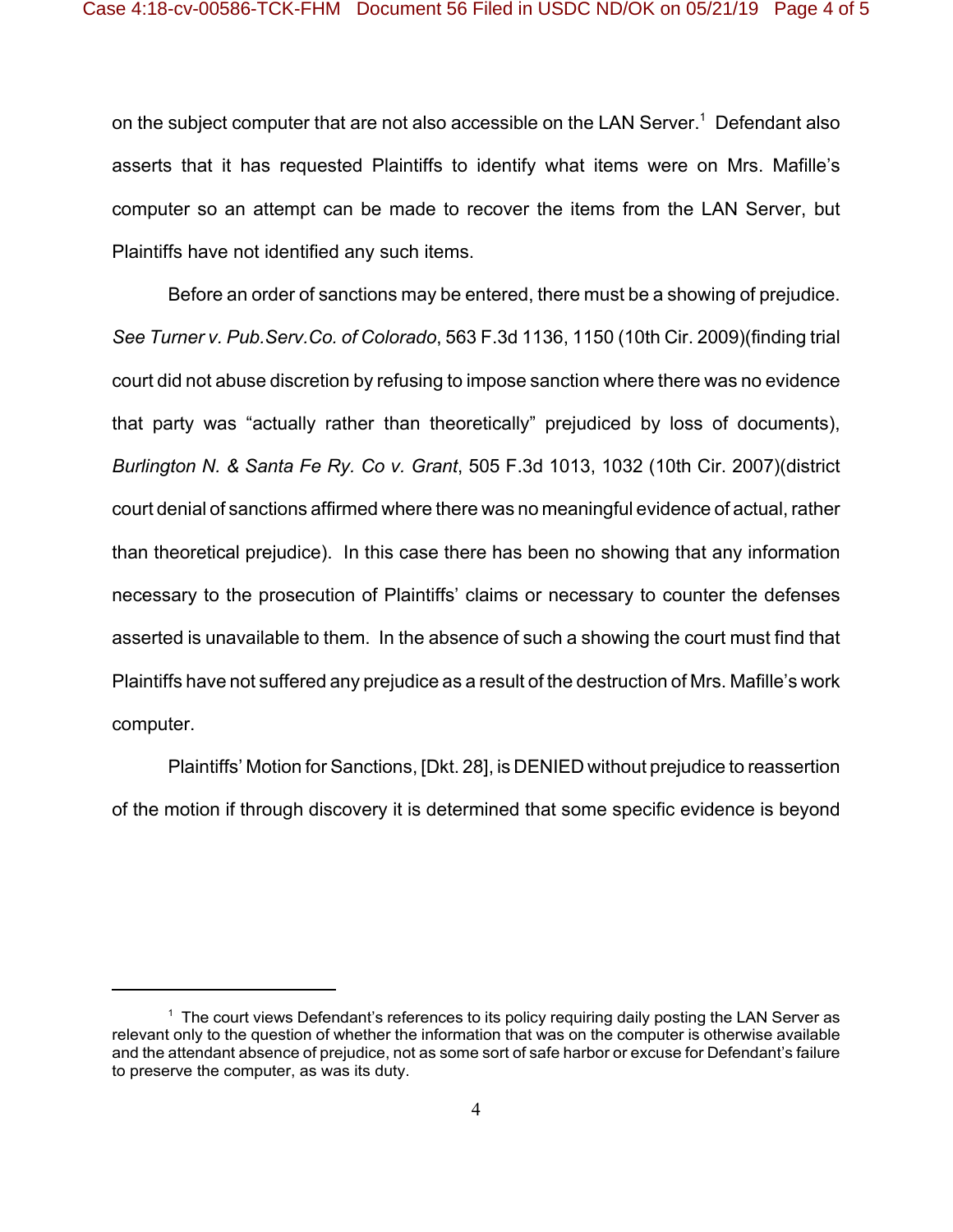on the subject computer that are not also accessible on the LAN Server.[1] Defendant also asserts that it has requested Plaintiffs to identify what items were on Mrs. Mafille's computer so an attempt can be made to recover the items from the LAN Server, but Plaintiffs have not identified any such items.

Before an order of sanctions may be entered, there must be a showing of prejudice. *See Turner v. Pub.Serv.Co. of Colorado*, 563 F.3d 1136, 1150 (10th Cir. 2009)(finding trial court did not abuse discretion by refusing to impose sanction where there was no evidence that party was "actually rather than theoretically" prejudiced by loss of documents), *Burlington N. & Santa Fe Ry. Co v. Grant*, 505 F.3d 1013, 1032 (10th Cir. 2007)(district court denial of sanctions affirmed where there was no meaningful evidence of actual, rather than theoretical prejudice). In this case there has been no showing that any information necessary to the prosecution of Plaintiffs' claims or necessary to counter the defenses asserted is unavailable to them. In the absence of such a showing the court must find that Plaintiffs have not suffered any prejudice as a result of the destruction of Mrs. Mafille's work computer.

Plaintiffs' Motion for Sanctions, [Dkt. 28], is DENIED without prejudice to reassertion of the motion if through discovery it is determined that some specific evidence is beyond

---

[1] The court views Defendant's references to its policy requiring daily posting the LAN Server as relevant only to the question of whether the information that was on the computer is otherwise available and the attendant absence of prejudice, not as some sort of safe harbor or excuse for Defendant's failure to preserve the computer, as was its duty.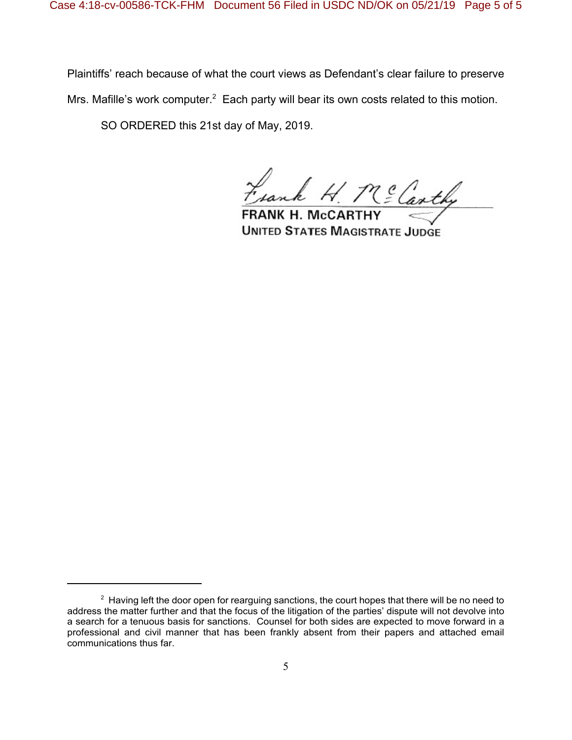Plaintiffs' reach because of what the court views as Defendant's clear failure to preserve Mrs. Mafille's work computer.[2] Each party will bear its own costs related to this motion.

SO ORDERED this 21st day of May, 2019.

FRANK H. McCARTHY
UNITED STATES MAGISTRATE JUDGE

[2] Having left the door open for rearguing sanctions, the court hopes that there will be no need to address the matter further and that the focus of the litigation of the parties' dispute will not devolve into a search for a tenuous basis for sanctions. Counsel for both sides are expected to move forward in a professional and civil manner that has been frankly absent from their papers and attached email communications thus far.